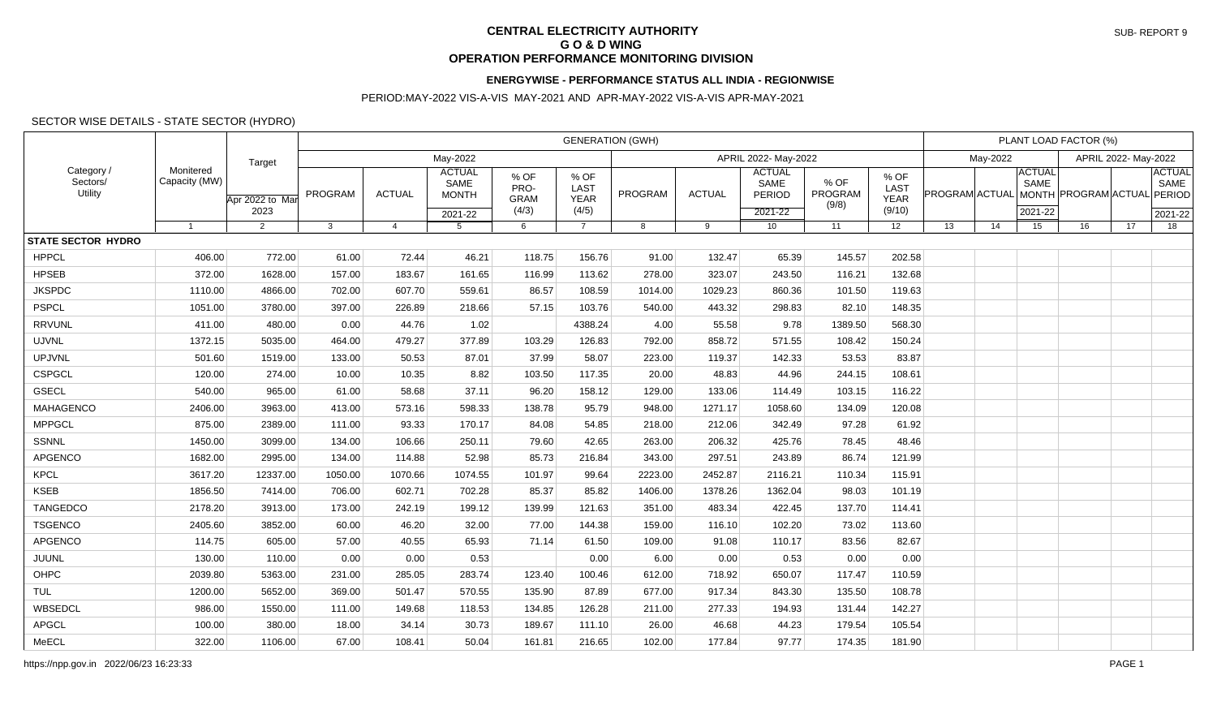# CENTRAL ELECTRICITY AUTHORITY
## G O & D WING
## OPERATION PERFORMANCE MONITORING DIVISION

SUB- REPORT 9

### ENERGYWISE - PERFORMANCE STATUS ALL INDIA - REGIONWISE

PERIOD:MAY-2022 VIS-A-VIS MAY-2021 AND APR-MAY-2022 VIS-A-VIS APR-MAY-2021

SECTOR WISE DETAILS - STATE SECTOR (HYDRO)

| Category / Sectors/ Utility | Monitered Capacity (MW) | Target | GENERATION (GWH) | | | | | | | | | | PLANT LOAD FACTOR (%) | | | | | |
|---|---|---|---|---|---|---|---|---|---|---|---|---|---|---|---|---|---|---|
| | | | May-2022 | | | | | APRIL 2022- May-2022 | | | | | May-2022 | | | APRIL 2022- May-2022 | | |
| | | Apr 2022 to Mar 2023 | PROGRAM | ACTUAL | ACTUAL SAME MONTH 2021-22 | % OF PRO-GRAM (4/3) | % OF LAST YEAR (4/5) | PROGRAM | ACTUAL | ACTUAL SAME PERIOD 2021-22 | % OF PROGRAM (9/8) | % OF LAST YEAR (9/10) | PROGRAM | ACTUAL | ACTUAL SAME MONTH 2021-22 | PROGRAM | ACTUAL | ACTUAL SAME PERIOD 2021-22 |
| | 1 | 2 | 3 | 4 | 5 | 6 | 7 | 8 | 9 | 10 | 11 | 12 | 13 | 14 | 15 | 16 | 17 | 18 |
| **STATE SECTOR HYDRO** | | | | | | | | | | | | | | | | | | |
| HPPCL | 406.00 | 772.00 | 61.00 | 72.44 | 46.21 | 118.75 | 156.76 | 91.00 | 132.47 | 65.39 | 145.57 | 202.58 | | | | | | |
| HPSEB | 372.00 | 1628.00 | 157.00 | 183.67 | 161.65 | 116.99 | 113.62 | 278.00 | 323.07 | 243.50 | 116.21 | 132.68 | | | | | | |
| JKSPDC | 1110.00 | 4866.00 | 702.00 | 607.70 | 559.61 | 86.57 | 108.59 | 1014.00 | 1029.23 | 860.36 | 101.50 | 119.63 | | | | | | |
| PSPCL | 1051.00 | 3780.00 | 397.00 | 226.89 | 218.66 | 57.15 | 103.76 | 540.00 | 443.32 | 298.83 | 82.10 | 148.35 | | | | | | |
| RRVUNL | 411.00 | 480.00 | 0.00 | 44.76 | 1.02 | | 4388.24 | 4.00 | 55.58 | 9.78 | 1389.50 | 568.30 | | | | | | |
| UJVNL | 1372.15 | 5035.00 | 464.00 | 479.27 | 377.89 | 103.29 | 126.83 | 792.00 | 858.72 | 571.55 | 108.42 | 150.24 | | | | | | |
| UPJVNL | 501.60 | 1519.00 | 133.00 | 50.53 | 87.01 | 37.99 | 58.07 | 223.00 | 119.37 | 142.33 | 53.53 | 83.87 | | | | | | |
| CSPGCL | 120.00 | 274.00 | 10.00 | 10.35 | 8.82 | 103.50 | 117.35 | 20.00 | 48.83 | 44.96 | 244.15 | 108.61 | | | | | | |
| GSECL | 540.00 | 965.00 | 61.00 | 58.68 | 37.11 | 96.20 | 158.12 | 129.00 | 133.06 | 114.49 | 103.15 | 116.22 | | | | | | |
| MAHAGENCO | 2406.00 | 3963.00 | 413.00 | 573.16 | 598.33 | 138.78 | 95.79 | 948.00 | 1271.17 | 1058.60 | 134.09 | 120.08 | | | | | | |
| MPPGCL | 875.00 | 2389.00 | 111.00 | 93.33 | 170.17 | 84.08 | 54.85 | 218.00 | 212.06 | 342.49 | 97.28 | 61.92 | | | | | | |
| SSNNL | 1450.00 | 3099.00 | 134.00 | 106.66 | 250.11 | 79.60 | 42.65 | 263.00 | 206.32 | 425.76 | 78.45 | 48.46 | | | | | | |
| APGENCO | 1682.00 | 2995.00 | 134.00 | 114.88 | 52.98 | 85.73 | 216.84 | 343.00 | 297.51 | 243.89 | 86.74 | 121.99 | | | | | | |
| KPCL | 3617.20 | 12337.00 | 1050.00 | 1070.66 | 1074.55 | 101.97 | 99.64 | 2223.00 | 2452.87 | 2116.21 | 110.34 | 115.91 | | | | | | |
| KSEB | 1856.50 | 7414.00 | 706.00 | 602.71 | 702.28 | 85.37 | 85.82 | 1406.00 | 1378.26 | 1362.04 | 98.03 | 101.19 | | | | | | |
| TANGEDCO | 2178.20 | 3913.00 | 173.00 | 242.19 | 199.12 | 139.99 | 121.63 | 351.00 | 483.34 | 422.45 | 137.70 | 114.41 | | | | | | |
| TSGENCO | 2405.60 | 3852.00 | 60.00 | 46.20 | 32.00 | 77.00 | 144.38 | 159.00 | 116.10 | 102.20 | 73.02 | 113.60 | | | | | | |
| APGENCO | 114.75 | 605.00 | 57.00 | 40.55 | 65.93 | 71.14 | 61.50 | 109.00 | 91.08 | 110.17 | 83.56 | 82.67 | | | | | | |
| JUUNL | 130.00 | 110.00 | 0.00 | 0.00 | 0.53 | | 0.00 | 6.00 | 0.00 | 0.53 | 0.00 | 0.00 | | | | | | |
| OHPC | 2039.80 | 5363.00 | 231.00 | 285.05 | 283.74 | 123.40 | 100.46 | 612.00 | 718.92 | 650.07 | 117.47 | 110.59 | | | | | | |
| TUL | 1200.00 | 5652.00 | 369.00 | 501.47 | 570.55 | 135.90 | 87.89 | 677.00 | 917.34 | 843.30 | 135.50 | 108.78 | | | | | | |
| WBSEDCL | 986.00 | 1550.00 | 111.00 | 149.68 | 118.53 | 134.85 | 126.28 | 211.00 | 277.33 | 194.93 | 131.44 | 142.27 | | | | | | |
| APGCL | 100.00 | 380.00 | 18.00 | 34.14 | 30.73 | 189.67 | 111.10 | 26.00 | 46.68 | 44.23 | 179.54 | 105.54 | | | | | | |
| MeECL | 322.00 | 1106.00 | 67.00 | 108.41 | 50.04 | 161.81 | 216.65 | 102.00 | 177.84 | 97.77 | 174.35 | 181.90 | | | | | | |

https://npp.gov.in 2022/06/23 16:23:33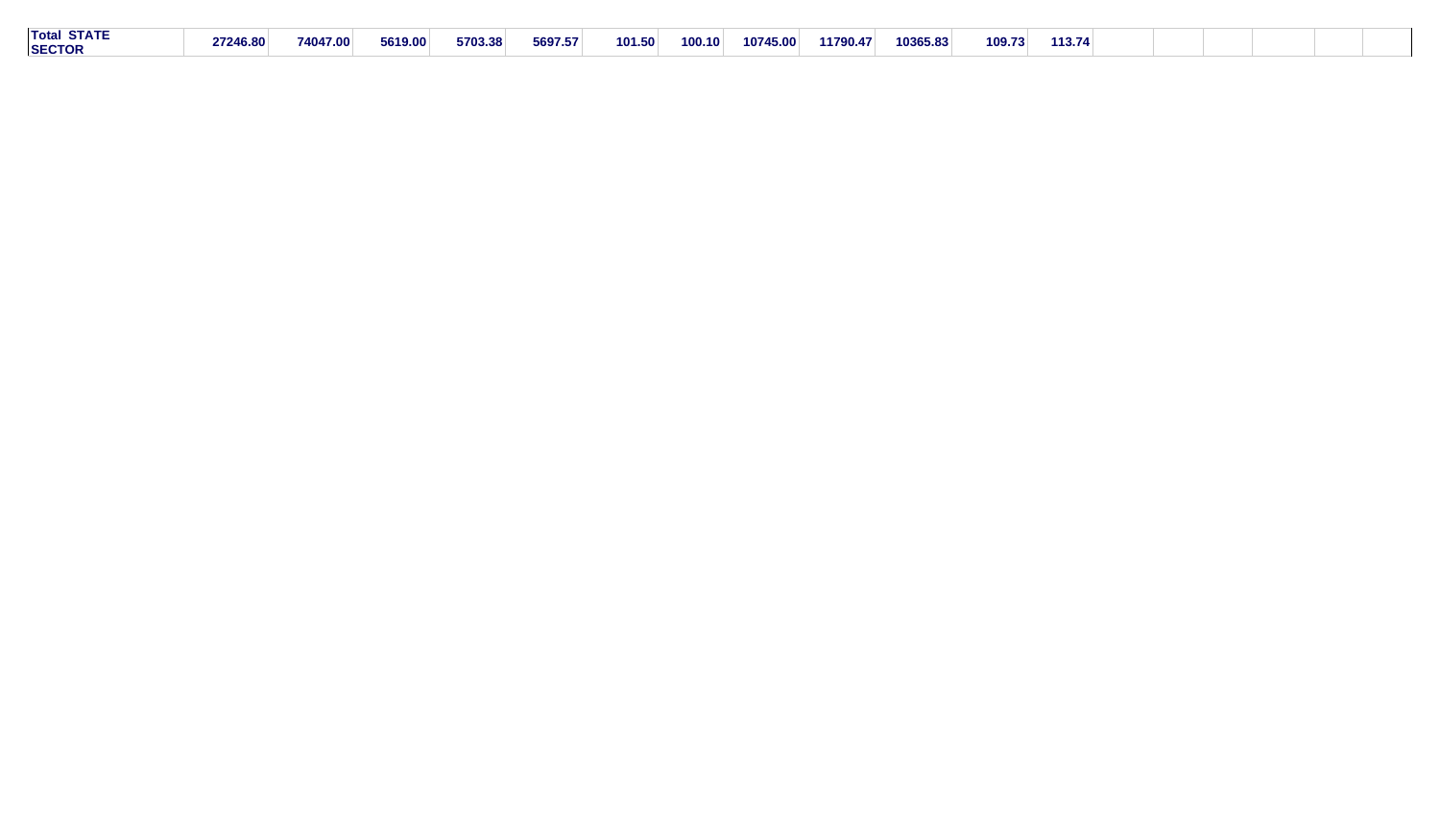| | | | | | | | | | | | | | | | | | | |
|---|---|---|---|---|---|---|---|---|---|---|---|---|---|---|---|---|---|---|
| **Total STATE SECTOR** | **27246.80** | **74047.00** | **5619.00** | **5703.38** | **5697.57** | **101.50** | **100.10** | **10745.00** | **11790.47** | **10365.83** | **109.73** | **113.74** | | | | | | |